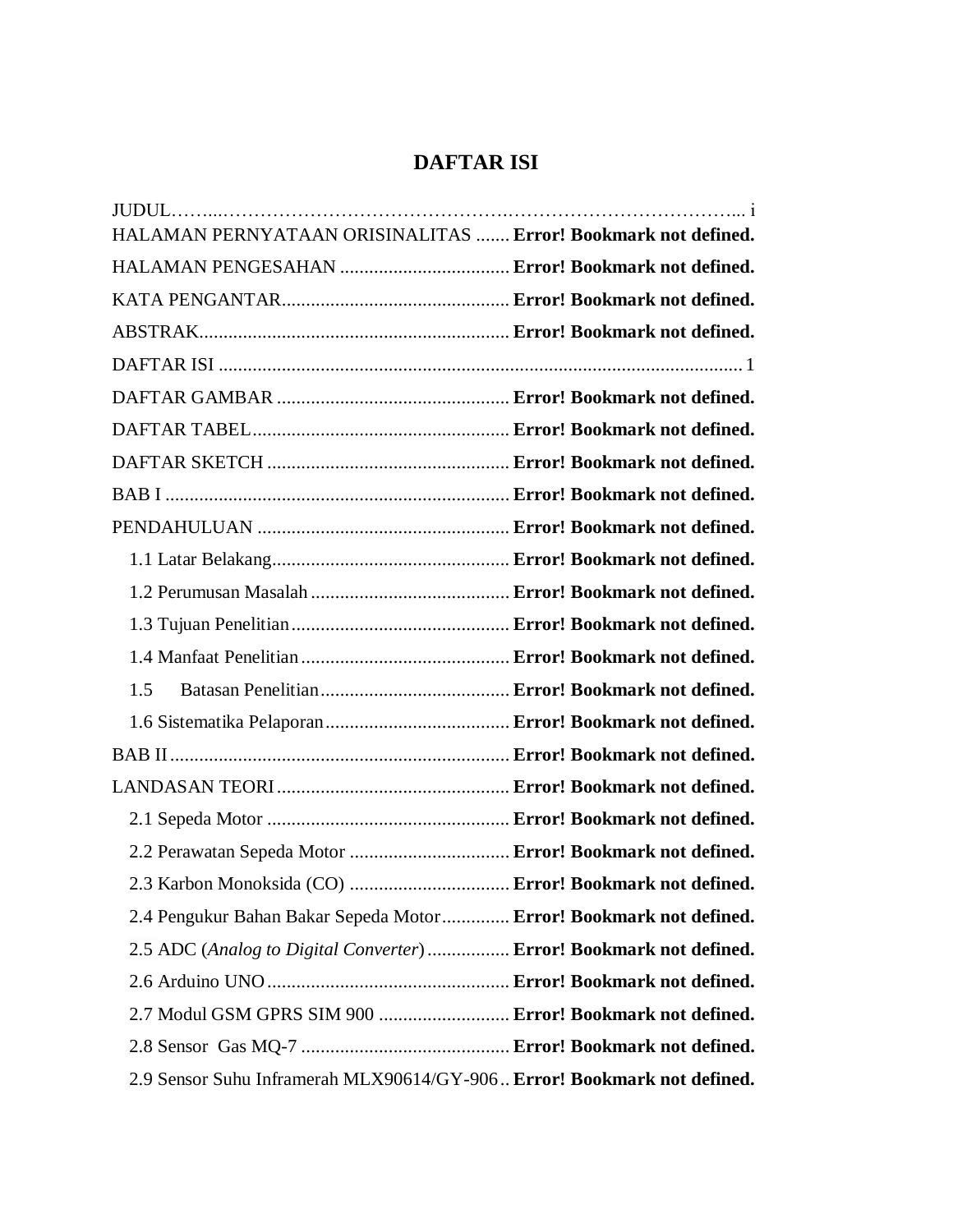# DAFTAR ISI

JUDUL……...……………………………………….……………………………….. i

HALAMAN PERNYATAAN ORISINALITAS ....... **Error! Bookmark not defined.**

HALAMAN PENGESAHAN ................................... **Error! Bookmark not defined.**

KATA PENGANTAR.............................................. **Error! Bookmark not defined.**

ABSTRAK............................................................... **Error! Bookmark not defined.**

DAFTAR ISI ............................................................................................................ 1

DAFTAR GAMBAR ................................................ **Error! Bookmark not defined.**

DAFTAR TABEL..................................................... **Error! Bookmark not defined.**

DAFTAR SKETCH .................................................. **Error! Bookmark not defined.**

BAB I ....................................................................... **Error! Bookmark not defined.**

PENDAHULUAN .................................................... **Error! Bookmark not defined.**

- 1.1 Latar Belakang................................................. **Error! Bookmark not defined.**
- 1.2 Perumusan Masalah ......................................... **Error! Bookmark not defined.**
- 1.3 Tujuan Penelitian............................................. **Error! Bookmark not defined.**
- 1.4 Manfaat Penelitian ........................................... **Error! Bookmark not defined.**
- 1.5 Batasan Penelitian....................................... **Error! Bookmark not defined.**
- 1.6 Sistematika Pelaporan...................................... **Error! Bookmark not defined.**

BAB II ...................................................................... **Error! Bookmark not defined.**

LANDASAN TEORI ................................................ **Error! Bookmark not defined.**

- 2.1 Sepeda Motor .................................................. **Error! Bookmark not defined.**
- 2.2 Perawatan Sepeda Motor ................................. **Error! Bookmark not defined.**
- 2.3 Karbon Monoksida (CO) ................................. **Error! Bookmark not defined.**
- 2.4 Pengukur Bahan Bakar Sepeda Motor.............. **Error! Bookmark not defined.**
- 2.5 ADC (*Analog to Digital Converter*) ................. **Error! Bookmark not defined.**
- 2.6 Arduino UNO .................................................. **Error! Bookmark not defined.**
- 2.7 Modul GSM GPRS SIM 900 ........................... **Error! Bookmark not defined.**
- 2.8 Sensor Gas MQ-7 ........................................... **Error! Bookmark not defined.**
- 2.9 Sensor Suhu Inframerah MLX90614/GY-906.. **Error! Bookmark not defined.**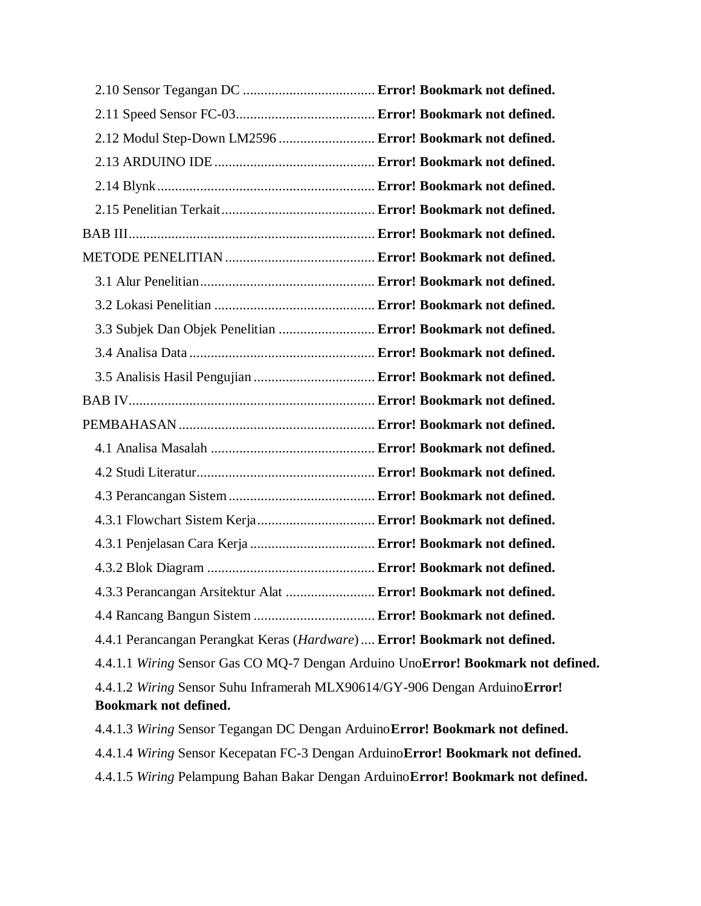2.10 Sensor Tegangan DC ..................................... **Error! Bookmark not defined.**

2.11 Speed Sensor FC-03....................................... **Error! Bookmark not defined.**

2.12 Modul Step-Down LM2596 ........................... **Error! Bookmark not defined.**

2.13 ARDUINO IDE ............................................. **Error! Bookmark not defined.**

2.14 Blynk ............................................................. **Error! Bookmark not defined.**

2.15 Penelitian Terkait........................................... **Error! Bookmark not defined.**

BAB III..................................................................... **Error! Bookmark not defined.**

METODE PENELITIAN .......................................... **Error! Bookmark not defined.**

3.1 Alur Penelitian................................................. **Error! Bookmark not defined.**

3.2 Lokasi Penelitian ............................................. **Error! Bookmark not defined.**

3.3 Subjek Dan Objek Penelitian ........................... **Error! Bookmark not defined.**

3.4 Analisa Data .................................................... **Error! Bookmark not defined.**

3.5 Analisis Hasil Pengujian .................................. **Error! Bookmark not defined.**

BAB IV..................................................................... **Error! Bookmark not defined.**

PEMBAHASAN ....................................................... **Error! Bookmark not defined.**

4.1 Analisa Masalah .............................................. **Error! Bookmark not defined.**

4.2 Studi Literatur.................................................. **Error! Bookmark not defined.**

4.3 Perancangan Sistem ......................................... **Error! Bookmark not defined.**

4.3.1 Flowchart Sistem Kerja................................. **Error! Bookmark not defined.**

4.3.1 Penjelasan Cara Kerja ................................... **Error! Bookmark not defined.**

4.3.2 Blok Diagram ............................................... **Error! Bookmark not defined.**

4.3.3 Perancangan Arsitektur Alat ......................... **Error! Bookmark not defined.**

4.4 Rancang Bangun Sistem .................................. **Error! Bookmark not defined.**

4.4.1 Perancangan Perangkat Keras (*Hardware*) .... **Error! Bookmark not defined.**

4.4.1.1 *Wiring* Sensor Gas CO MQ-7 Dengan Arduino Uno**Error! Bookmark not defined.**

4.4.1.2 *Wiring* Sensor Suhu Inframerah MLX90614/GY-906 Dengan Arduino**Error! Bookmark not defined.**

4.4.1.3 *Wiring* Sensor Tegangan DC Dengan Arduino**Error! Bookmark not defined.**

4.4.1.4 *Wiring* Sensor Kecepatan FC-3 Dengan Arduino**Error! Bookmark not defined.**

4.4.1.5 *Wiring* Pelampung Bahan Bakar Dengan Arduino**Error! Bookmark not defined.**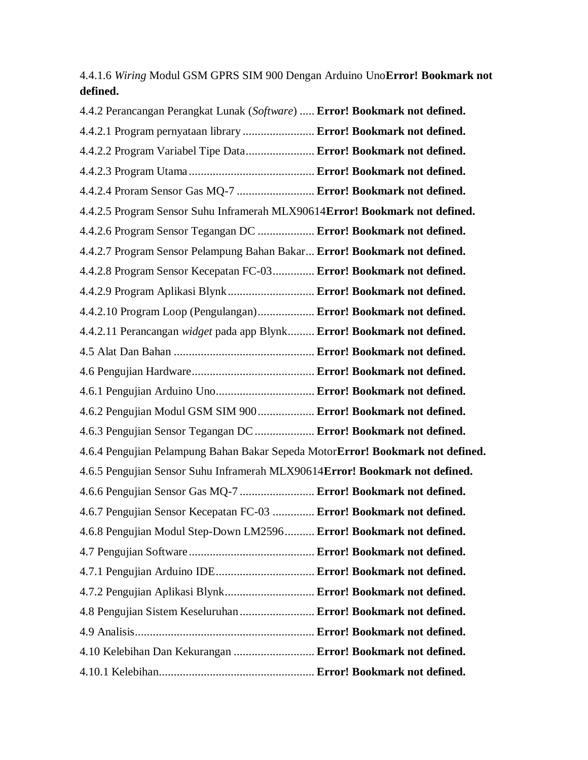4.4.1.6 *Wiring* Modul GSM GPRS SIM 900 Dengan Arduino Uno**Error! Bookmark not defined.**

4.4.2 Perancangan Perangkat Lunak (*Software*) ..... **Error! Bookmark not defined.**

4.4.2.1 Program pernyataan library ........................ **Error! Bookmark not defined.**

4.4.2.2 Program Variabel Tipe Data....................... **Error! Bookmark not defined.**

4.4.2.3 Program Utama.......................................... **Error! Bookmark not defined.**

4.4.2.4 Proram Sensor Gas MQ-7 .......................... **Error! Bookmark not defined.**

4.4.2.5 Program Sensor Suhu Inframerah MLX90614**Error! Bookmark not defined.**

4.4.2.6 Program Sensor Tegangan DC ................... **Error! Bookmark not defined.**

4.4.2.7 Program Sensor Pelampung Bahan Bakar... **Error! Bookmark not defined.**

4.4.2.8 Program Sensor Kecepatan FC-03............. **Error! Bookmark not defined.**

4.4.2.9 Program Aplikasi Blynk............................. **Error! Bookmark not defined.**

4.4.2.10 Program Loop (Pengulangan)................... **Error! Bookmark not defined.**

4.4.2.11 Perancangan *widget* pada app Blynk......... **Error! Bookmark not defined.**

4.5 Alat Dan Bahan ............................................... **Error! Bookmark not defined.**

4.6 Pengujian Hardware......................................... **Error! Bookmark not defined.**

4.6.1 Pengujian Arduino Uno................................. **Error! Bookmark not defined.**

4.6.2 Pengujian Modul GSM SIM 900................... **Error! Bookmark not defined.**

4.6.3 Pengujian Sensor Tegangan DC.................... **Error! Bookmark not defined.**

4.6.4 Pengujian Pelampung Bahan Bakar Sepeda Motor**Error! Bookmark not defined.**

4.6.5 Pengujian Sensor Suhu Inframerah MLX90614**Error! Bookmark not defined.**

4.6.6 Pengujian Sensor Gas MQ-7......................... **Error! Bookmark not defined.**

4.6.7 Pengujian Sensor Kecepatan FC-03 ............. **Error! Bookmark not defined.**

4.6.8 Pengujian Modul Step-Down LM2596.......... **Error! Bookmark not defined.**

4.7 Pengujian Software.......................................... **Error! Bookmark not defined.**

4.7.1 Pengujian Arduino IDE................................. **Error! Bookmark not defined.**

4.7.2 Pengujian Aplikasi Blynk.............................. **Error! Bookmark not defined.**

4.8 Pengujian Sistem Keseluruhan......................... **Error! Bookmark not defined.**

4.9 Analisis............................................................ **Error! Bookmark not defined.**

4.10 Kelebihan Dan Kekurangan ........................... **Error! Bookmark not defined.**

4.10.1 Kelebihan.................................................... **Error! Bookmark not defined.**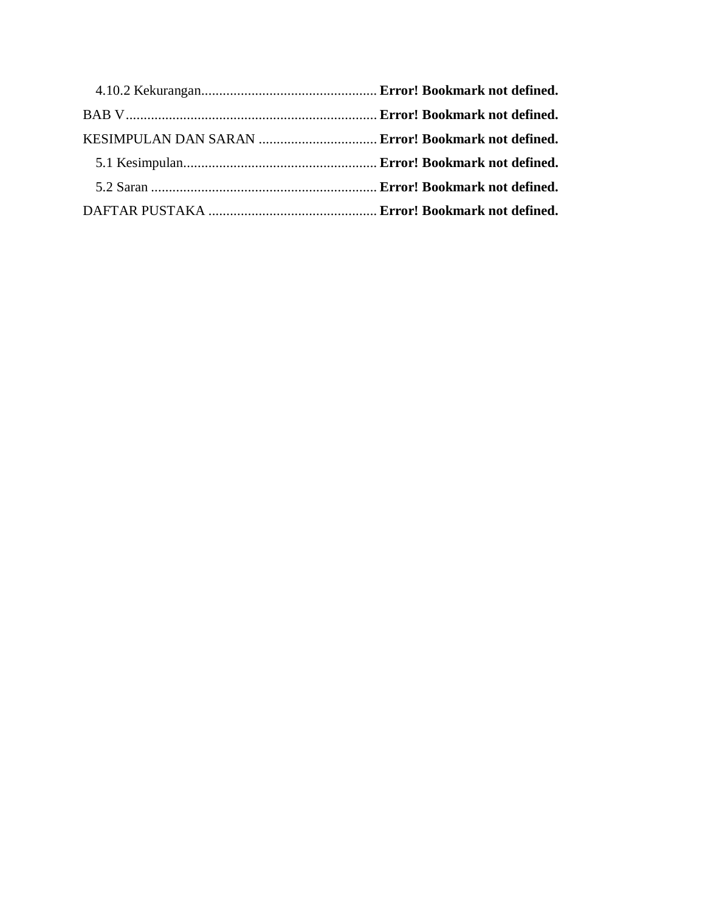4.10.2 Kekurangan................................................. **Error! Bookmark not defined.**

BAB V...................................................................... **Error! Bookmark not defined.**

KESIMPULAN DAN SARAN ................................. **Error! Bookmark not defined.**

5.1 Kesimpulan...................................................... **Error! Bookmark not defined.**

5.2 Saran ............................................................... **Error! Bookmark not defined.**

DAFTAR PUSTAKA ............................................... **Error! Bookmark not defined.**